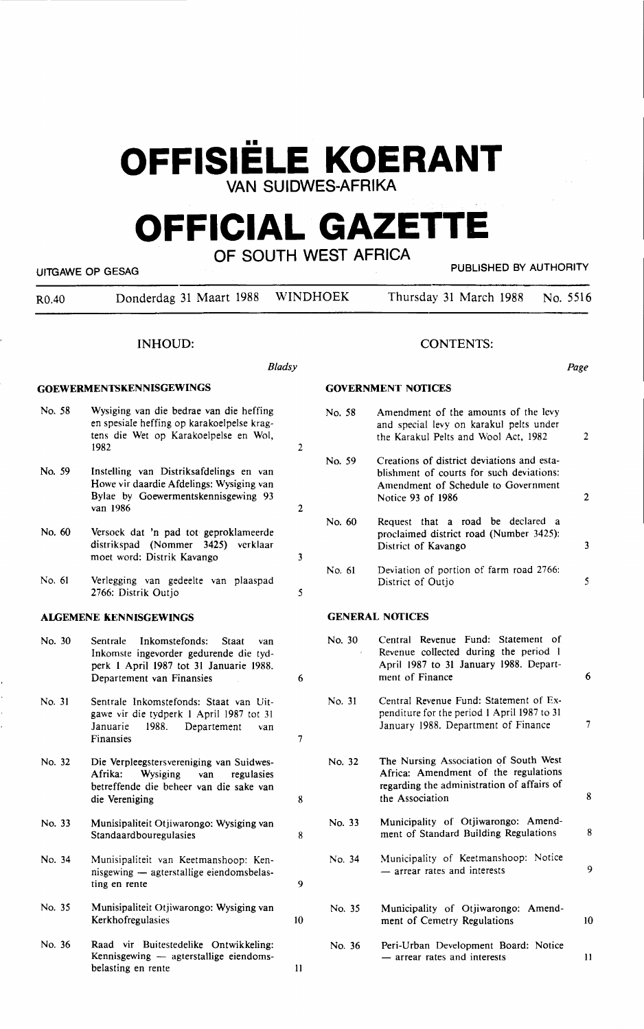# OFFISIËLE KOERANT
## VAN SUIDWES-AFRIKA

# OFFICIAL GAZETTE
## OF SOUTH WEST AFRICA

UITGAWE OP GESAG — PUBLISHED BY AUTHORITY

R0.40 — Donderdag 31 Maart 1988 — WINDHOEK — Thursday 31 March 1988 — No. 5516

## INHOUD:

| | | Bladsy |
|---|---|---|
| **GOEWERMENTSKENNISGEWINGS** | | |
| No. 58 | Wysiging van die bedrae van die heffing en spesiale heffing op karakoelpelse kragtens die Wet op Karakoelpelse en Wol, 1982 | 2 |
| No. 59 | Instelling van Distriksafdelings en van Howe vir daardie Afdelings: Wysiging van Bylae by Goewermentskennisgewing 93 van 1986 | 2 |
| No. 60 | Versoek dat 'n pad tot geproklameerde distrikspad (Nommer 3425) verklaar moet word: Distrik Kavango | 3 |
| No. 61 | Verlegging van gedeelte van plaaspad 2766: Distrik Outjo | 5 |
| **ALGEMENE KENNISGEWINGS** | | |
| No. 30 | Sentrale Inkomstefonds: Staat van Inkomste ingevorder gedurende die tydperk 1 April 1987 tot 31 Januarie 1988. Departement van Finansies | 6 |
| No. 31 | Sentrale Inkomstefonds: Staat van Uitgawe vir die tydperk 1 April 1987 tot 31 Januarie 1988. Departement van Finansies | 7 |
| No. 32 | Die Verpleegstersvereniging van Suidwes-Afrika: Wysiging van regulasies betreffende die beheer van die sake van die Vereniging | 8 |
| No. 33 | Munisipaliteit Otjiwarongo: Wysiging van Standaardbouregulasies | 8 |
| No. 34 | Munisipaliteit van Keetmanshoop: Kennisgewing — agterstallige eiendomsbelasting en rente | 9 |
| No. 35 | Munisipaliteit Otjiwarongo: Wysiging van Kerkhofregulasies | 10 |
| No. 36 | Raad vir Buitestedelike Ontwikkeling: Kennisgewing — agterstallige eiendomsbelasting en rente | 11 |

## CONTENTS:

| | | Page |
|---|---|---|
| **GOVERNMENT NOTICES** | | |
| No. 58 | Amendment of the amounts of the levy and special levy on karakul pelts under the Karakul Pelts and Wool Act, 1982 | 2 |
| No. 59 | Creations of district deviations and establishment of courts for such deviations: Amendment of Schedule to Government Notice 93 of 1986 | 2 |
| No. 60 | Request that a road be declared a proclaimed district road (Number 3425): District of Kavango | 3 |
| No. 61 | Deviation of portion of farm road 2766: District of Outjo | 5 |
| **GENERAL NOTICES** | | |
| No. 30 | Central Revenue Fund: Statement of Revenue collected during the period 1 April 1987 to 31 January 1988. Department of Finance | 6 |
| No. 31 | Central Revenue Fund: Statement of Expenditure for the period 1 April 1987 to 31 January 1988. Department of Finance | 7 |
| No. 32 | The Nursing Association of South West Africa: Amendment of the regulations regarding the administration of affairs of the Association | 8 |
| No. 33 | Municipality of Otjiwarongo: Amendment of Standard Building Regulations | 8 |
| No. 34 | Municipality of Keetmanshoop: Notice — arrear rates and interests | 9 |
| No. 35 | Municipality of Otjiwarongo: Amendment of Cemetry Regulations | 10 |
| No. 36 | Peri-Urban Development Board: Notice — arrear rates and interests | 11 |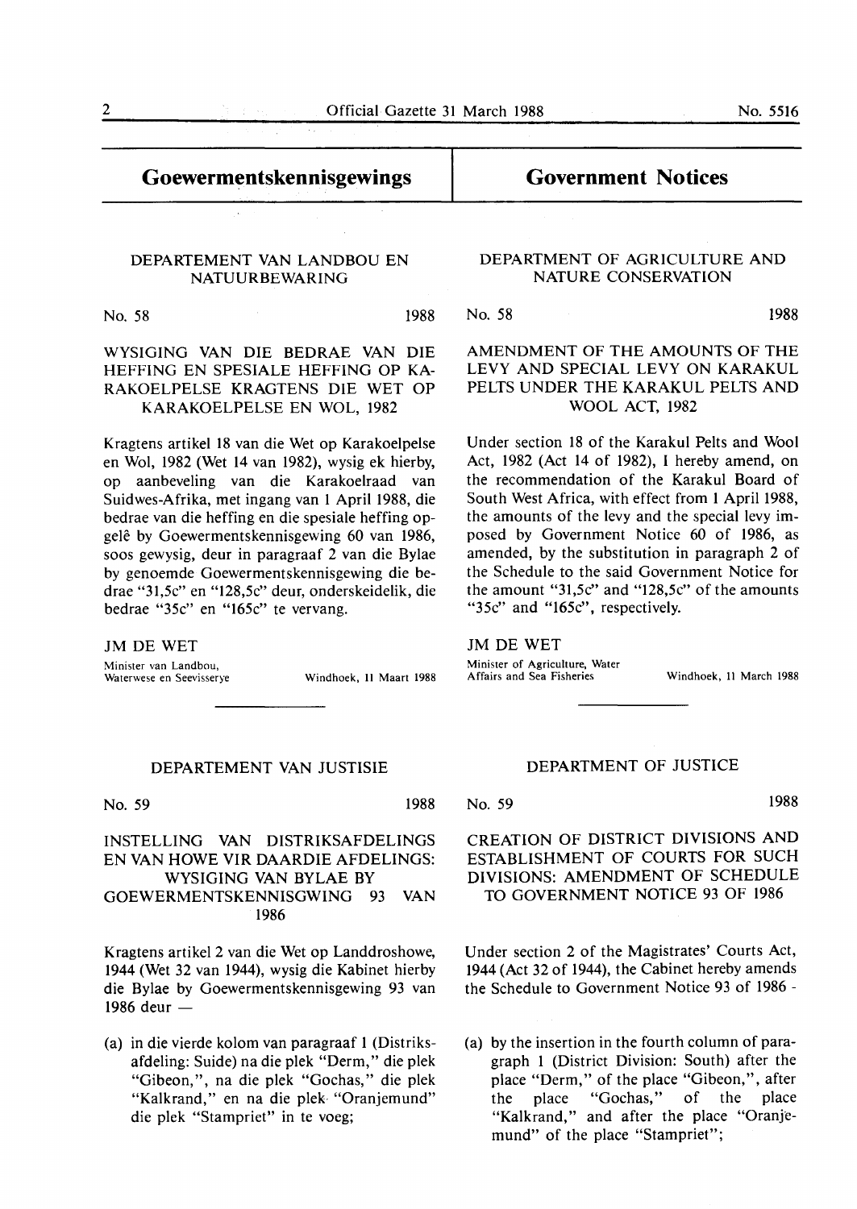## Goewermentskennisgewings

### DEPARTEMENT VAN LANDBOU EN NATUURBEWARING

No. 58 1988

**WYSIGING VAN DIE BEDRAE VAN DIE HEFFING EN SPESIALE HEFFING OP KARAKOELPELSE KRAGTENS DIE WET OP KARAKOELPELSE EN WOL, 1982**

Kragtens artikel 18 van die Wet op Karakoelpelse en Wol, 1982 (Wet 14 van 1982), wysig ek hierby, op aanbeveling van die Karakoelraad van Suidwes-Afrika, met ingang van 1 April 1988, die bedrae van die heffing en die spesiale heffing opgelê by Goewermentskennisgewing 60 van 1986, soos gewysig, deur in paragraaf 2 van die Bylae by genoemde Goewermentskennisgewing die bedrae "31,5c" en "128,5c" deur, onderskeidelik, die bedrae "35c" en "165c" te vervang.

JM DE WET

Minister van Landbou, Waterwese en Seevisserye

Windhoek, 11 Maart 1988

## Government Notices

### DEPARTMENT OF AGRICULTURE AND NATURE CONSERVATION

No. 58 1988

**AMENDMENT OF THE AMOUNTS OF THE LEVY AND SPECIAL LEVY ON KARAKUL PELTS UNDER THE KARAKUL PELTS AND WOOL ACT, 1982**

Under section 18 of the Karakul Pelts and Wool Act, 1982 (Act 14 of 1982), I hereby amend, on the recommendation of the Karakul Board of South West Africa, with effect from 1 April 1988, the amounts of the levy and the special levy imposed by Government Notice 60 of 1986, as amended, by the substitution in paragraph 2 of the Schedule to the said Government Notice for the amount "31,5c" and "128,5c" of the amounts "35c" and "165c", respectively.

JM DE WET

Minister of Agriculture, Water Affairs and Sea Fisheries

Windhoek, 11 March 1988

### DEPARTEMENT VAN JUSTISIE

No. 59 1988

**INSTELLING VAN DISTRIKSAFDELINGS EN VAN HOWE VIR DAARDIE AFDELINGS: WYSIGING VAN BYLAE BY GOEWERMENTSKENNISGWING 93 VAN 1986**

Kragtens artikel 2 van die Wet op Landdroshowe, 1944 (Wet 32 van 1944), wysig die Kabinet hierby die Bylae by Goewermentskennisgewing 93 van 1986 deur —

(a) in die vierde kolom van paragraaf 1 (Distriksafdeling: Suide) na die plek "Derm," die plek "Gibeon,", na die plek "Gochas," die plek "Kalkrand," en na die plek "Oranjemund" die plek "Stampriet" in te voeg;

### DEPARTMENT OF JUSTICE

No. 59 1988

**CREATION OF DISTRICT DIVISIONS AND ESTABLISHMENT OF COURTS FOR SUCH DIVISIONS: AMENDMENT OF SCHEDULE TO GOVERNMENT NOTICE 93 OF 1986**

Under section 2 of the Magistrates' Courts Act, 1944 (Act 32 of 1944), the Cabinet hereby amends the Schedule to Government Notice 93 of 1986 -

(a) by the insertion in the fourth column of paragraph 1 (District Division: South) after the place "Derm," of the place "Gibeon,", after the place "Gochas," of the place "Kalkrand," and after the place "Oranjemund" of the place "Stampriet";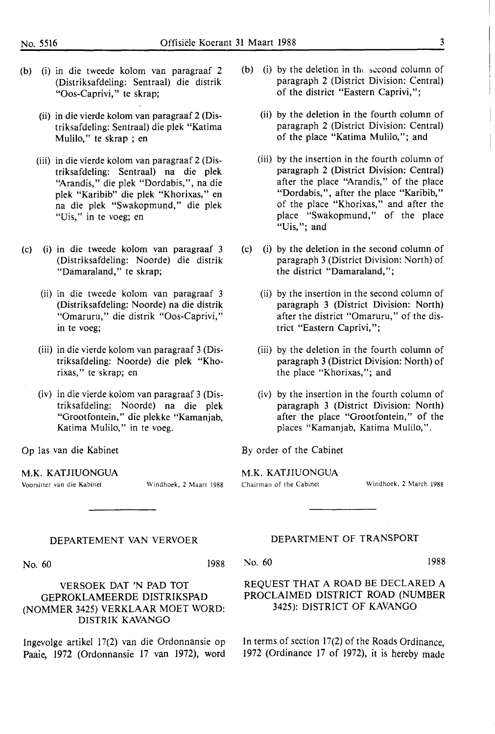(b) (i) in die tweede kolom van paragraaf 2 (Distriksafdeling: Sentraal) die distrik "Oos-Caprivi," te skrap;

(ii) in die vierde kolom van paragraaf 2 (Distriksafdeling: Sentraal) die plek "Katima Mulilo," te skrap ; en

(iii) in die vierde kolom van paragraaf 2 (Distriksafdeling: Sentraal) na die plek "Arandis," die plek "Dordabis,", na die plek "Karibib" die plek "Khorixas," en na die plek "Swakopmund," die plek "Uis," in te voeg; en

(c) (i) in die tweede kolom van paragraaf 3 (Distriksafdeling: Noorde) die distrik "Damaraland," te skrap;

(ii) in die tweede kolom van paragraaf 3 (Distriksafdeling: Noorde) na die distrik "Omaruru," die distrik "Oos-Caprivi," in te voeg;

(iii) in die vierde kolom van paragraaf 3 (Distriksafdeling: Noorde) die plek "Khorixas," te skrap; en

(iv) in die vierde kolom van paragraaf 3 (Distriksafdeling: Noorde) na die plek "Grootfontein," die plekke "Kamanjab, Katima Mulilo," in te voeg.

Op las van die Kabinet

M.K. KATJIUONGUA
Voorsitter van die Kabinet — Windhoek, 2 Maart 1988

(b) (i) by the deletion in the second column of paragraph 2 (District Division: Central) of the district "Eastern Caprivi,";

(ii) by the deletion in the fourth column of paragraph 2 (District Division: Central) of the place "Katima Mulilo,"; and

(iii) by the insertion in the fourth column of paragraph 2 (District Division: Central) after the place "Arandis," of the place "Dordabis,", after the place "Karibib," of the place "Khorixas," and after the place "Swakopmund," of the place "Uis,"; and

(c) (i) by the deletion in the second column of paragraph 3 (District Division: North) of the district "Damaraland,";

(ii) by the insertion in the second column of paragraph 3 (District Division: North) after the district "Omaruru," of the district "Eastern Caprivi,";

(iii) by the deletion in the fourth column of paragraph 3 (District Division: North) of the place "Khorixas,"; and

(iv) by the insertion in the fourth column of paragraph 3 (District Division: North) after the place "Grootfontein," of the places "Kamanjab, Katima Mulilo,".

By order of the Cabinet

M.K. KATJIUONGUA
Chairman of the Cabinet — Windhoek, 2 March 1988

---

## DEPARTEMENT VAN VERVOER

No. 60 — 1988

### VERSOEK DAT 'N PAD TOT GEPROKLAMEERDE DISTRIKSPAD (NOMMER 3425) VERKLAAR MOET WORD: DISTRIK KAVANGO

Ingevolge artikel 17(2) van die Ordonnansie op Paaie, 1972 (Ordonnansie 17 van 1972), word

## DEPARTMENT OF TRANSPORT

No. 60 — 1988

### REQUEST THAT A ROAD BE DECLARED A PROCLAIMED DISTRICT ROAD (NUMBER 3425): DISTRICT OF KAVANGO

In terms of section 17(2) of the Roads Ordinance, 1972 (Ordinance 17 of 1972), it is hereby made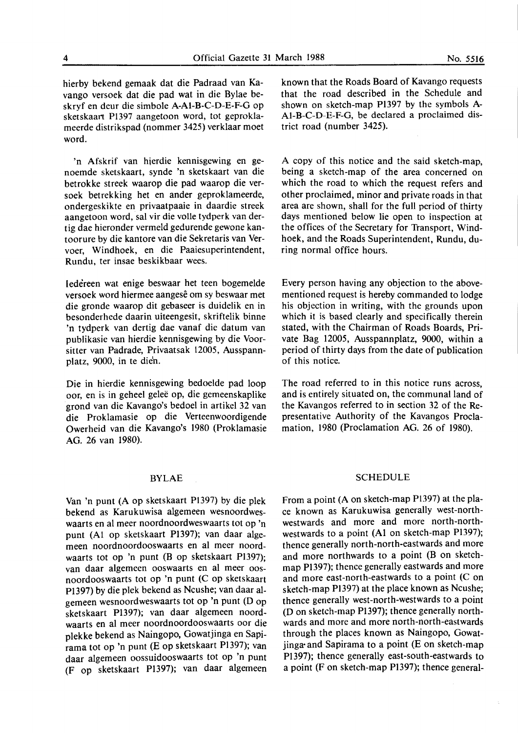hierby bekend gemaak dat die Padraad van Kavango versoek dat die pad wat in die Bylae beskryf en deur die simbole A-A1-B-C-D-E-F-G op sketskaart P1397 aangetoon word, tot geproklameerde distrikspad (nommer 3425) verklaar moet word.

'n Afskrif van hierdie kennisgewing en genoemde sketskaart, synde 'n sketskaart van die betrokke streek waarop die pad waarop die versoek betrekking het en ander geproklameerde, ondergeskikte en privaatpaaie in daardie streek aangetoon word, sal vir die volle tydperk van dertig dae hieronder vermeld gedurende gewone kantoorure by die kantore van die Sekretaris van Vervoer, Windhoek, en die Paaiesuperintendent, Rundu, ter insae beskikbaar wees.

Iedereen wat enige beswaar het teen bogemelde versoek word hiermee aangesê om sy beswaar met die gronde waarop dit gebaseer is duidelik en in besonderhede daarin uiteengesit, skriftelik binne 'n tydperk van dertig dae vanaf die datum van publikasie van hierdie kennisgewing by die Voorsitter van Padrade, Privaatsak 12005, Ausspannplatz, 9000, in te dien.

Die in hierdie kennisgewing bedoelde pad loop oor, en is in geheel geleë op, die gemeenskaplike grond van die Kavango's bedoel in artikel 32 van die Proklamasie op die Verteenwoordigende Owerheid van die Kavango's 1980 (Proklamasie AG. 26 van 1980).

## BYLAE

Van 'n punt (A op sketskaart P1397) by die plek bekend as Karukuwisa algemeen wesnoordweswaarts en al meer noordnoordweswaarts tot op 'n punt (A1 op sketskaart P1397); van daar algemeen noordnoordooswaarts en al meer noordwaarts tot op 'n punt (B op sketskaart P1397); van daar algemeen ooswaarts en al meer oosnoordooswaarts tot op 'n punt (C op sketskaart P1397) by die plek bekend as Ncushe; van daar algemeen wesnoordweswaarts tot op 'n punt (D op sketskaart P1397); van daar algemeen noordwaarts en al meer noordnoordooswaarts oor die plekke bekend as Naingopo, Gowatjinga en Sapirama tot op 'n punt (E op sketskaart P1397); van daar algemeen oossuidooswaarts tot op 'n punt (F op sketskaart P1397); van daar algemeen

known that the Roads Board of Kavango requests that the road described in the Schedule and shown on sketch-map P1397 by the symbols A-A1-B-C-D-E-F-G, be declared a proclaimed district road (number 3425).

A copy of this notice and the said sketch-map, being a sketch-map of the area concerned on which the road to which the request refers and other proclaimed, minor and private roads in that area are shown, shall for the full period of thirty days mentioned below lie open to inspection at the offices of the Secretary for Transport, Windhoek, and the Roads Superintendent, Rundu, during normal office hours.

Every person having any objection to the abovementioned request is hereby commanded to lodge his objection in writing, with the grounds upon which it is based clearly and specifically therein stated, with the Chairman of Roads Boards, Private Bag 12005, Ausspannplatz, 9000, within a period of thirty days from the date of publication of this notice.

The road referred to in this notice runs across, and is entirely situated on, the communal land of the Kavangos referred to in section 32 of the Representative Authority of the Kavangos Proclamation, 1980 (Proclamation AG. 26 of 1980).

## SCHEDULE

From a point (A on sketch-map P1397) at the place known as Karukuwisa generally west-northwestwards and more and more north-northwestwards to a point (A1 on sketch-map P1397); thence generally north-north-eastwards and more and more northwards to a point (B on sketch-map P1397); thence generally eastwards and more and more east-north-eastwards to a point (C on sketch-map P1397) at the place known as Ncushe; thence generally west-north-westwards to a point (D on sketch-map P1397); thence generally northwards and more and more north-north-eastwards through the places known as Naingopo, Gowatjinga and Sapirama to a point (E on sketch-map P1397); thence generally east-south-eastwards to a point (F on sketch-map P1397); thence general-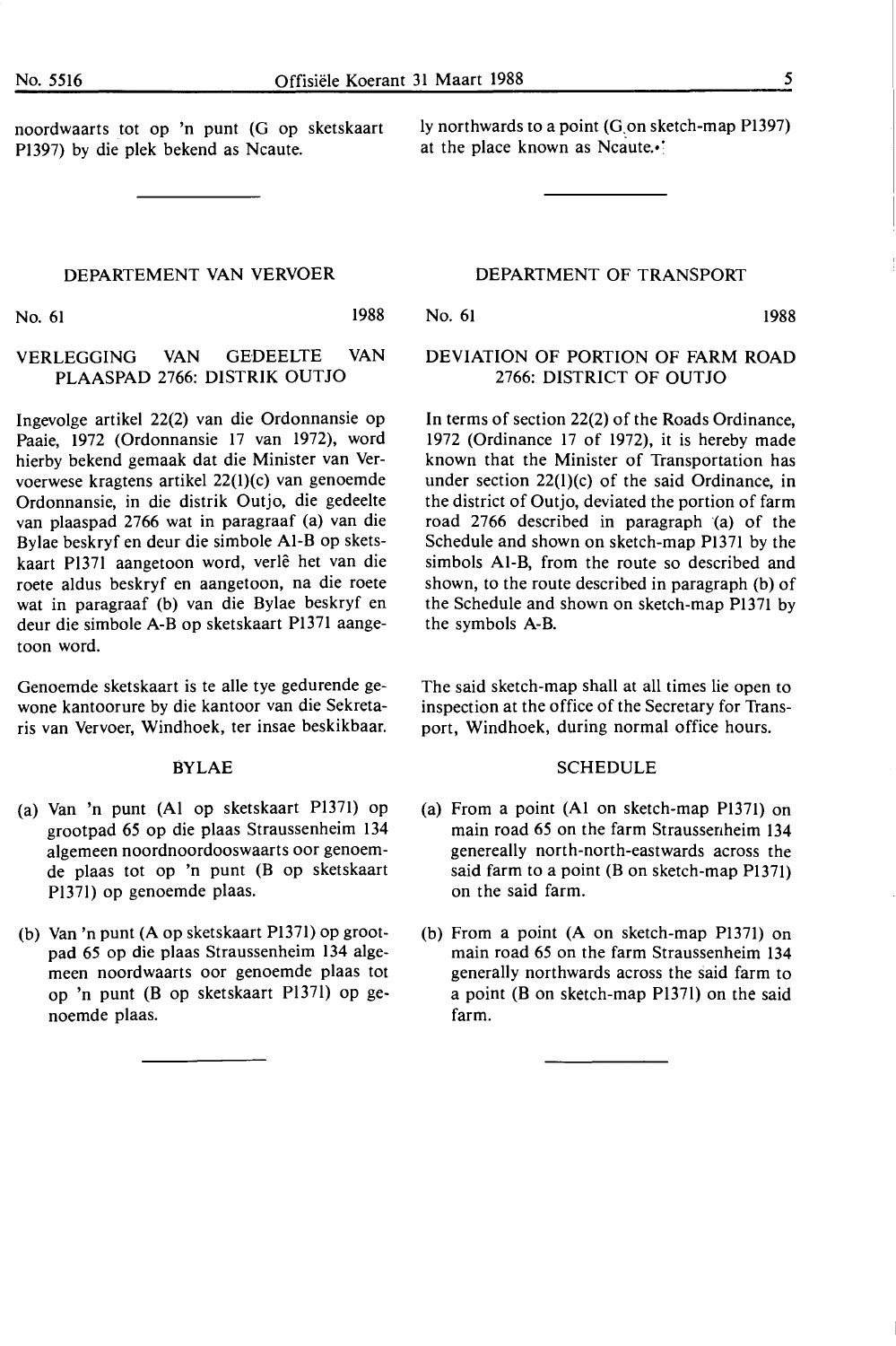noordwaarts tot op 'n punt (G op sketskaart P1397) by die plek bekend as Ncaute.

---

## DEPARTEMENT VAN VERVOER

No. 61 1988

### VERLEGGING VAN GEDEELTE VAN PLAASPAD 2766: DISTRIK OUTJO

Ingevolge artikel 22(2) van die Ordonnansie op Paaie, 1972 (Ordonnansie 17 van 1972), word hierby bekend gemaak dat die Minister van Vervoerwese kragtens artikel 22(1)(c) van genoemde Ordonnansie, in die distrik Outjo, die gedeelte van plaaspad 2766 wat in paragraaf (a) van die Bylae beskryf en deur die simbole A1-B op sketskaart P1371 aangetoon word, verlê het van die roete aldus beskryf en aangetoon, na die roete wat in paragraaf (b) van die Bylae beskryf en deur die simbole A-B op sketskaart P1371 aangetoon word.

Genoemde sketskaart is te alle tye gedurende gewone kantoorure by die kantoor van die Sekretaris van Vervoer, Windhoek, ter insae beskikbaar.

#### BYLAE

(a) Van 'n punt (A1 op sketskaart P1371) op grootpad 65 op die plaas Straussenheim 134 algemeen noordnoordooswaarts oor genoemde plaas tot op 'n punt (B op sketskaart P1371) op genoemde plaas.

(b) Van 'n punt (A op sketskaart P1371) op grootpad 65 op die plaas Straussenheim 134 algemeen noordwaarts oor genoemde plaas tot op 'n punt (B op sketskaart P1371) op genoemde plaas.

---

ly northwards to a point (G on sketch-map P1397) at the place known as Ncaute.

---

## DEPARTMENT OF TRANSPORT

No. 61 1988

### DEVIATION OF PORTION OF FARM ROAD 2766: DISTRICT OF OUTJO

In terms of section 22(2) of the Roads Ordinance, 1972 (Ordinance 17 of 1972), it is hereby made known that the Minister of Transportation has under section 22(1)(c) of the said Ordinance, in the district of Outjo, deviated the portion of farm road 2766 described in paragraph (a) of the Schedule and shown on sketch-map P1371 by the simbols A1-B, from the route so described and shown, to the route described in paragraph (b) of the Schedule and shown on sketch-map P1371 by the symbols A-B.

The said sketch-map shall at all times lie open to inspection at the office of the Secretary for Transport, Windhoek, during normal office hours.

#### SCHEDULE

(a) From a point (A1 on sketch-map P1371) on main road 65 on the farm Straussenheim 134 genereally north-north-eastwards across the said farm to a point (B on sketch-map P1371) on the said farm.

(b) From a point (A on sketch-map P1371) on main road 65 on the farm Straussenheim 134 generally northwards across the said farm to a point (B on sketch-map P1371) on the said farm.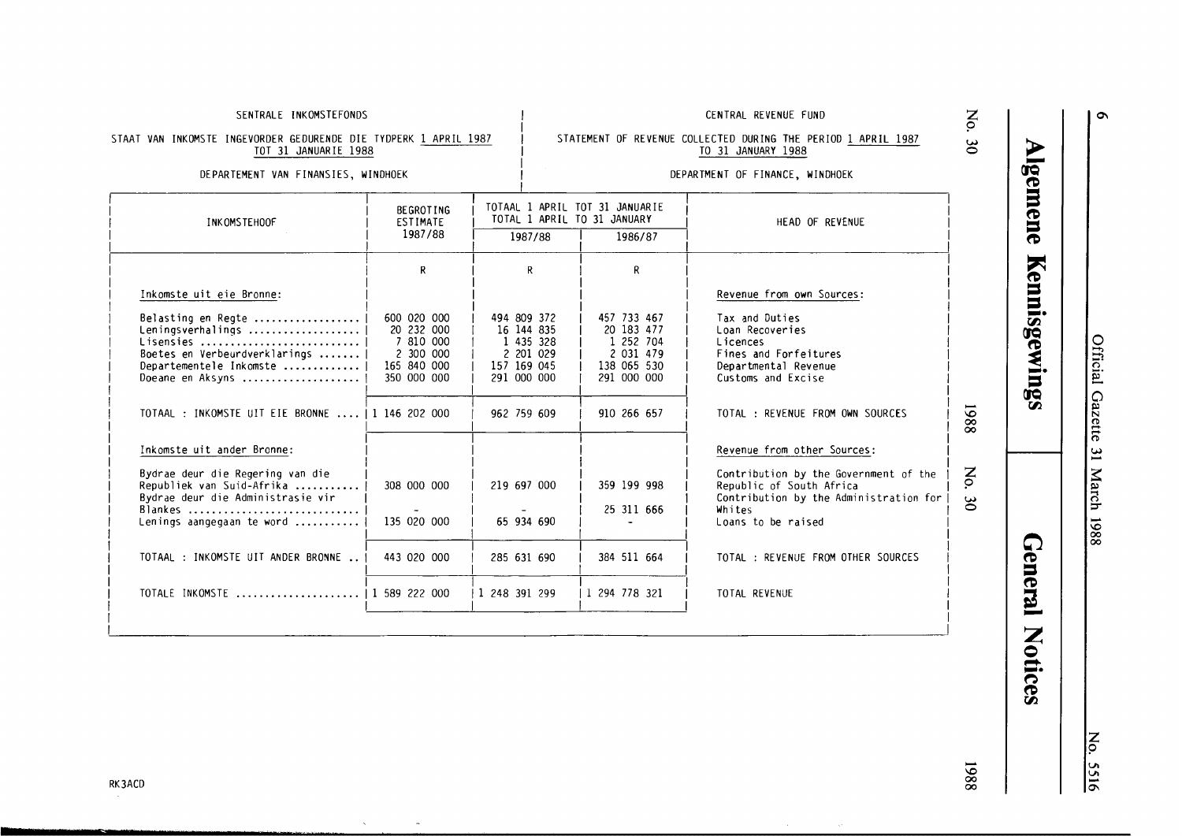SENTRALE INKOMSTEFONDS

STAAT VAN INKOMSTE INGEVORDER GEDURENDE DIE TYDPERK 1 APRIL 1987 TOT 31 JANUARIE 1988

DEPARTEMENT VAN FINANSIES, WINDHOEK

CENTRAL REVENUE FUND

STATEMENT OF REVENUE COLLECTED DURING THE PERIOD 1 APRIL 1987 TO 31 JANUARY 1988

DEPARTMENT OF FINANCE, WINDHOEK

| INKOMSTEHOOF | BEGROTING ESTIMATE 1987/88 | TOTAAL 1 APRIL TOT 31 JANUARIE TOTAL 1 APRIL TO 31 JANUARY | | HEAD OF REVENUE |
|---|---|---|---|---|
| | | 1987/88 | 1986/87 | |
| | R | R | R | |
| Inkomste uit eie Bronne: | | | | Revenue from own Sources: |
| Belasting en Regte | 600 020 000 | 494 809 372 | 457 733 467 | Tax and Duties |
| Leningsverhalings | 20 232 000 | 16 144 835 | 20 183 477 | Loan Recoveries |
| Lisensies | 7 810 000 | 1 435 328 | 1 252 704 | Licences |
| Boetes en Verbeurdverklarings | 2 300 000 | 2 201 029 | 2 031 479 | Fines and Forfeitures |
| Departementele Inkomste | 165 840 000 | 157 169 045 | 138 065 530 | Departmental Revenue |
| Doeane en Aksyns | 350 000 000 | 291 000 000 | 291 000 000 | Customs and Excise |
| TOTAAL : INKOMSTE UIT EIE BRONNE | 1 146 202 000 | 962 759 609 | 910 266 657 | TOTAL : REVENUE FROM OWN SOURCES |
| Inkomste uit ander Bronne: | | | | Revenue from other Sources: |
| Bydrae deur die Regering van die Republiek van Suid-Afrika | 308 000 000 | 219 697 000 | 359 199 998 | Contribution by the Government of the Republic of South Africa |
| Bydrae deur die Administrasie vir Blankes | - | - | 25 311 666 | Contribution by the Administration for Whites |
| Lenings aangegaan te word | 135 020 000 | 65 934 690 | - | Loans to be raised |
| TOTAAL : INKOMSTE UIT ANDER BRONNE | 443 020 000 | 285 631 690 | 384 511 664 | TOTAL : REVENUE FROM OTHER SOURCES |
| TOTALE INKOMSTE | 1 589 222 000 | 1 248 391 299 | 1 294 778 321 | TOTAL REVENUE |

RK3ACD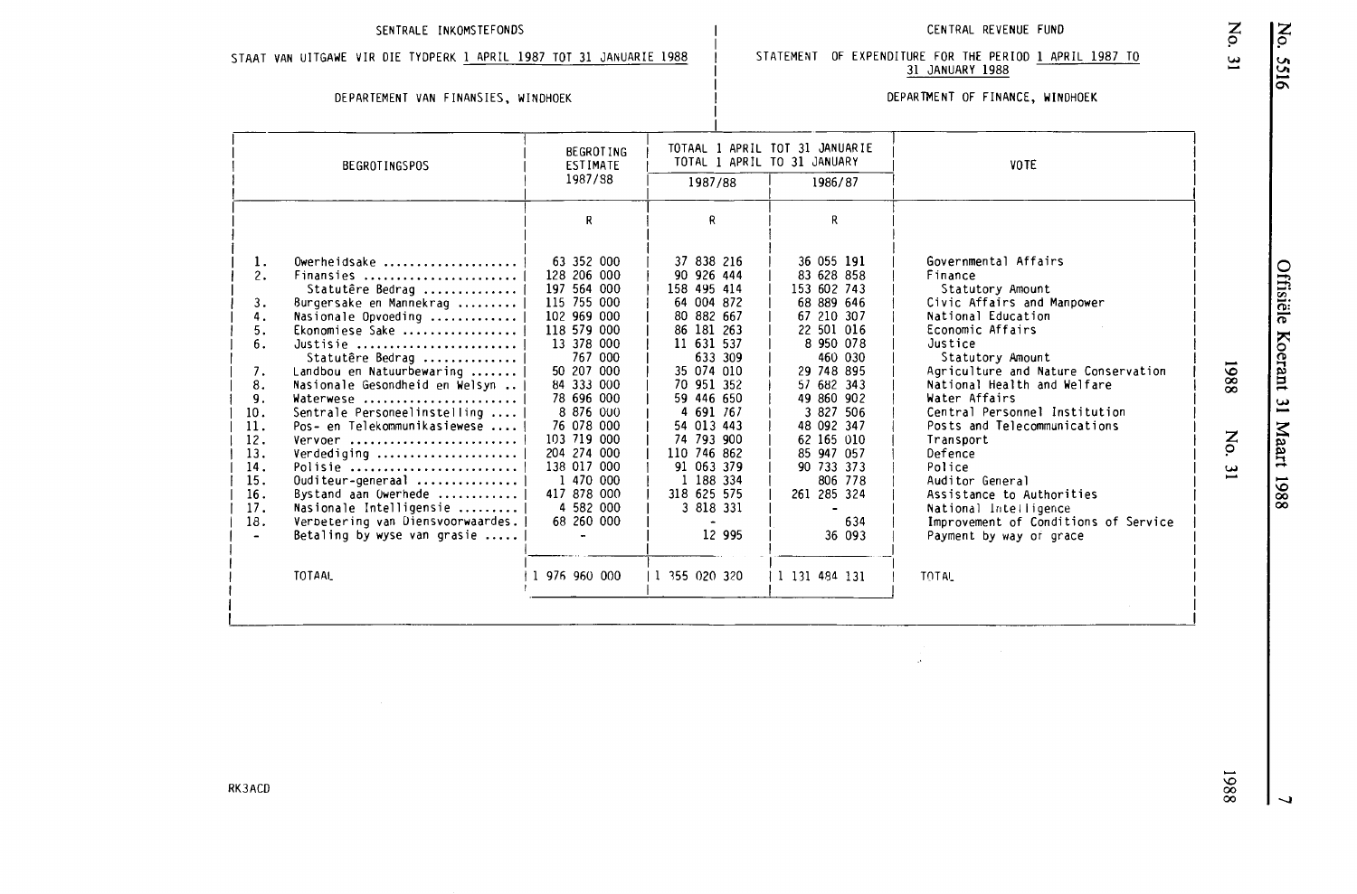SENTRALE INKOMSTEFONDS

STAAT VAN UITGAWE VIR DIE TYDPERK 1 APRIL 1987 TOT 31 JANUARIE 1988

DEPARTEMENT VAN FINANSIES, WINDHOEK

CENTRAL REVENUE FUND

STATEMENT OF EXPENDITURE FOR THE PERIOD 1 APRIL 1987 TO 31 JANUARY 1988

DEPARTMENT OF FINANCE, WINDHOEK

| | BEGROTINGSPOS | BEGROTING ESTIMATE 1987/88 | TOTAAL 1 APRIL TOT 31 JANUARIE TOTAL 1 APRIL TO 31 JANUARY 1987/88 | 1986/87 | VOTE |
|---|---|---|---|---|---|
| | | R | R | R | |
| 1. | Owerheidsake | 63 352 000 | 37 838 216 | 36 055 191 | Governmental Affairs |
| 2. | Finansies | 128 206 000 | 90 926 444 | 83 628 858 | Finance |
| | Statutêre Bedrag | 197 564 000 | 158 495 414 | 153 602 743 | Statutory Amount |
| 3. | Burgersake en Mannekrag | 115 755 000 | 64 004 872 | 68 889 646 | Civic Affairs and Manpower |
| 4. | Nasionale Opvoeding | 102 969 000 | 80 882 667 | 67 210 307 | National Education |
| 5. | Ekonomiese Sake | 118 579 000 | 86 181 263 | 22 501 016 | Economic Affairs |
| 6. | Justisie | 13 378 000 | 11 631 537 | 8 950 078 | Justice |
| | Statutêre Bedrag | 767 000 | 633 309 | 460 030 | Statutory Amount |
| 7. | Landbou en Natuurbewaring | 50 207 000 | 35 074 010 | 29 748 895 | Agriculture and Nature Conservation |
| 8. | Nasionale Gesondheid en Welsyn | 84 333 000 | 70 951 352 | 57 682 343 | National Health and Welfare |
| 9. | Waterwese | 78 696 000 | 59 446 650 | 49 860 902 | Water Affairs |
| 10. | Sentrale Personeelinstelling | 8 876 000 | 4 691 767 | 3 827 506 | Central Personnel Institution |
| 11. | Pos- en Telekommunikasiewese | 76 078 000 | 54 013 443 | 48 092 347 | Posts and Telecommunications |
| 12. | Vervoer | 103 719 000 | 74 793 900 | 62 165 010 | Transport |
| 13. | Verdediging | 204 274 000 | 110 746 862 | 85 947 057 | Defence |
| 14. | Polisie | 138 017 000 | 91 063 379 | 90 733 373 | Police |
| 15. | Ouditeur-generaal | 1 470 000 | 1 188 334 | 806 778 | Auditor General |
| 16. | Bystand aan Owerhede | 417 878 000 | 318 625 575 | 261 285 324 | Assistance to Authorities |
| 17. | Nasionale Intelligensie | 4 582 000 | 3 818 331 | - | National Intelligence |
| 18. | Verbetering van Diensvoorwaardes. | 68 260 000 | - | 634 | Improvement of Conditions of Service |
| - | Betaling by wyse van grasie | - | 12 995 | 36 093 | Payment by way of grace |
| | TOTAAL | 1 976 960 000 | 1 355 020 320 | 1 131 484 131 | TOTAL |

RK3ACD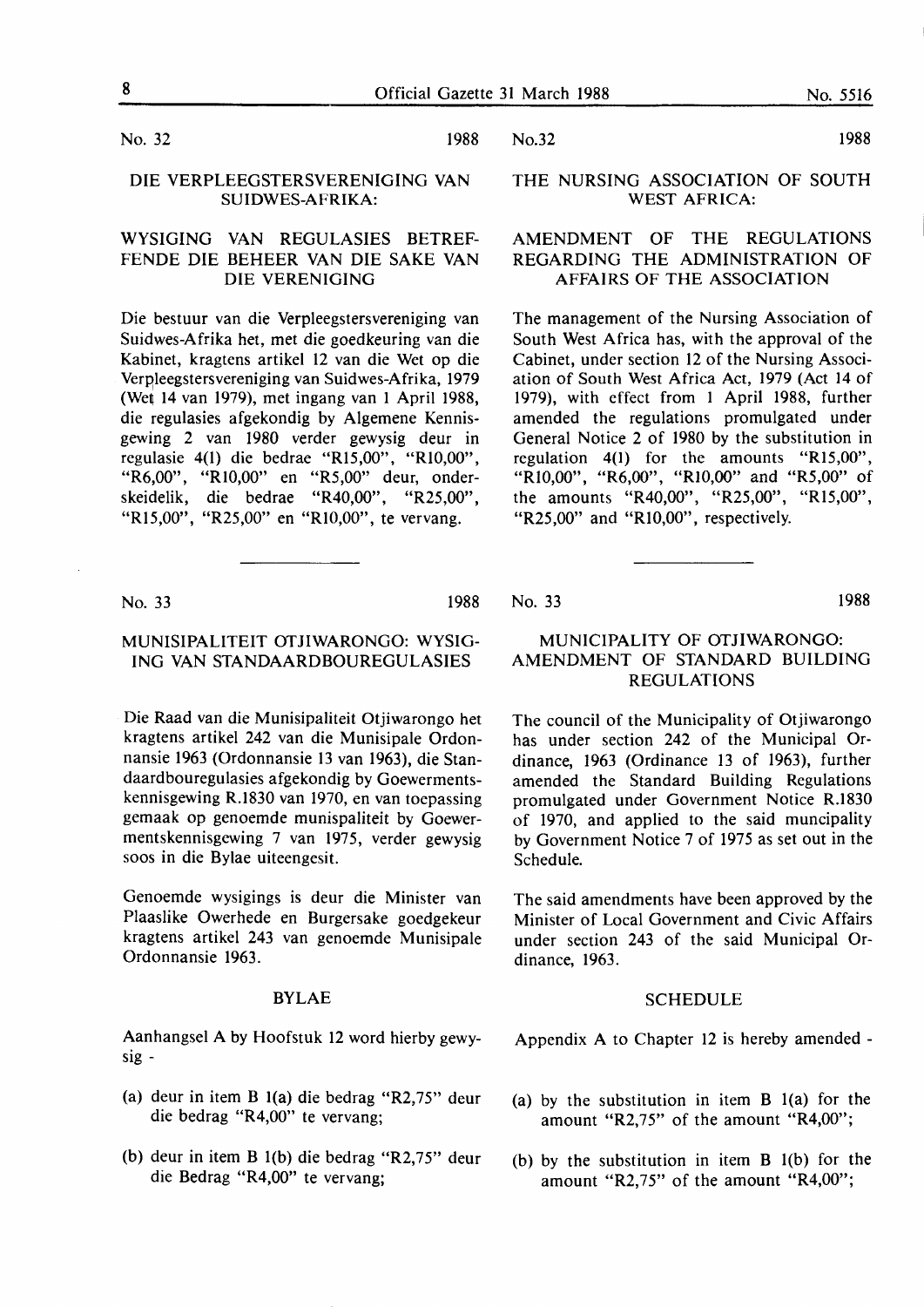No. 32 1988

## DIE VERPLEEGSTERSVERENIGING VAN SUIDWES-AFRIKA:

## WYSIGING VAN REGULASIES BETREFFENDE DIE BEHEER VAN DIE SAKE VAN DIE VERENIGING

Die bestuur van die Verpleegstersvereniging van Suidwes-Afrika het, met die goedkeuring van die Kabinet, kragtens artikel 12 van die Wet op die Verpleegstersvereniging van Suidwes-Afrika, 1979 (Wet 14 van 1979), met ingang van 1 April 1988, die regulasies afgekondig by Algemene Kennisgewing 2 van 1980 verder gewysig deur in regulasie 4(1) die bedrae "R15,00", "R10,00", "R6,00", "R10,00" en "R5,00" deur, onderskeidelik, die bedrae "R40,00", "R25,00", "R15,00", "R25,00" en "R10,00", te vervang.

No.32 1988

## THE NURSING ASSOCIATION OF SOUTH WEST AFRICA:

## AMENDMENT OF THE REGULATIONS REGARDING THE ADMINISTRATION OF AFFAIRS OF THE ASSOCIATION

The management of the Nursing Association of South West Africa has, with the approval of the Cabinet, under section 12 of the Nursing Association of South West Africa Act, 1979 (Act 14 of 1979), with effect from 1 April 1988, further amended the regulations promulgated under General Notice 2 of 1980 by the substitution in regulation 4(1) for the amounts "R15,00", "R10,00", "R6,00", "R10,00" and "R5,00" of the amounts "R40,00", "R25,00", "R15,00", "R25,00" and "R10,00", respectively.

---

No. 33 1988

## MUNISIPALITEIT OTJIWARONGO: WYSIGING VAN STANDAARDBOUREGULASIES

Die Raad van die Munisipaliteit Otjiwarongo het kragtens artikel 242 van die Munisipale Ordonnansie 1963 (Ordonnansie 13 van 1963), die Standaardbouregulasies afgekondig by Goewermentskennisgewing R.1830 van 1970, en van toepassing gemaak op genoemde munispaliteit by Goewermentskennisgewing 7 van 1975, verder gewysig soos in die Bylae uiteengesit.

Genoemde wysigings is deur die Minister van Plaaslike Owerhede en Burgersake goedgekeur kragtens artikel 243 van genoemde Munisipale Ordonnansie 1963.

### BYLAE

Aanhangsel A by Hoofstuk 12 word hierby gewysig -

(a) deur in item B 1(a) die bedrag "R2,75" deur die bedrag "R4,00" te vervang;

(b) deur in item B 1(b) die bedrag "R2,75" deur die Bedrag "R4,00" te vervang;

No. 33 1988

## MUNICIPALITY OF OTJIWARONGO: AMENDMENT OF STANDARD BUILDING REGULATIONS

The council of the Municipality of Otjiwarongo has under section 242 of the Municipal Ordinance, 1963 (Ordinance 13 of 1963), further amended the Standard Building Regulations promulgated under Government Notice R.1830 of 1970, and applied to the said muncipality by Government Notice 7 of 1975 as set out in the Schedule.

The said amendments have been approved by the Minister of Local Government and Civic Affairs under section 243 of the said Municipal Ordinance, 1963.

### SCHEDULE

Appendix A to Chapter 12 is hereby amended -

(a) by the substitution in item B 1(a) for the amount "R2,75" of the amount "R4,00";

(b) by the substitution in item B 1(b) for the amount "R2,75" of the amount "R4,00";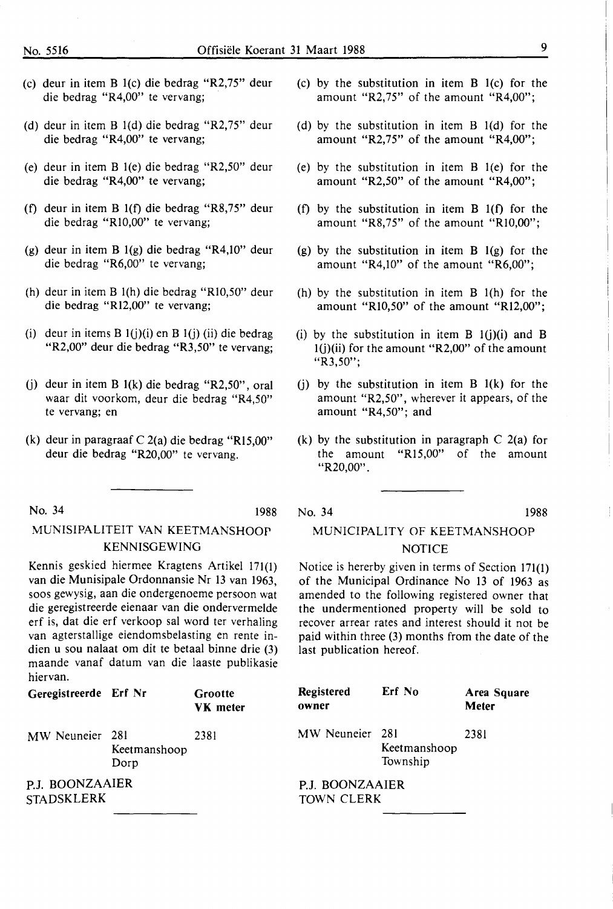(c) deur in item B 1(c) die bedrag "R2,75" deur die bedrag "R4,00" te vervang;

(d) deur in item B 1(d) die bedrag "R2,75" deur die bedrag "R4,00" te vervang;

(e) deur in item B 1(e) die bedrag "R2,50" deur die bedrag "R4,00" te vervang;

(f) deur in item B 1(f) die bedrag "R8,75" deur die bedrag "R10,00" te vervang;

(g) deur in item B 1(g) die bedrag "R4,10" deur die bedrag "R6,00" te vervang;

(h) deur in item B 1(h) die bedrag "R10,50" deur die bedrag "R12,00" te vervang;

(i) deur in items B 1(j)(i) en B 1(j) (ii) die bedrag "R2,00" deur die bedrag "R3,50" te vervang;

(j) deur in item B 1(k) die bedrag "R2,50", oral waar dit voorkom, deur die bedrag "R4,50" te vervang; en

(k) deur in paragraaf C 2(a) die bedrag "R15,00" deur die bedrag "R20,00" te vervang.

---

No. 34 1988

## MUNISIPALITEIT VAN KEETMANSHOOP KENNISGEWING

Kennis geskied hiermee Kragtens Artikel 171(1) van die Munisipale Ordonnansie Nr 13 van 1963, soos gewysig, aan die ondergenoemde persoon wat die geregistreerde eienaar van die ondervermelde erf is, dat die erf verkoop sal word ter verhaling van agterstallige eiendomsbelasting en rente indien u sou nalaat om dit te betaal binne drie (3) maande vanaf datum van die laaste publikasie hiervan.

| Geregistreerde | Erf Nr | Grootte VK meter |
|---|---|---|
| MW Neuneier | 281 Keetmanshoop Dorp | 2381 |

P.J. BOONZAAIER
STADSKLERK

---

(c) by the substitution in item B 1(c) for the amount "R2,75" of the amount "R4,00";

(d) by the substitution in item B 1(d) for the amount "R2,75" of the amount "R4,00";

(e) by the substitution in item B 1(e) for the amount "R2,50" of the amount "R4,00";

(f) by the substitution in item B 1(f) for the amount "R8,75" of the amount "R10,00";

(g) by the substitution in item B 1(g) for the amount "R4,10" of the amount "R6,00";

(h) by the substitution in item B 1(h) for the amount "R10,50" of the amount "R12,00";

(i) by the substitution in item B 1(j)(i) and B 1(j)(ii) for the amount "R2,00" of the amount "R3,50";

(j) by the substitution in item B 1(k) for the amount "R2,50", wherever it appears, of the amount "R4,50"; and

(k) by the substitution in paragraph C 2(a) for the amount "R15,00" of the amount "R20,00".

---

No. 34 1988

## MUNICIPALITY OF KEETMANSHOOP NOTICE

Notice is hererby given in terms of Section 171(1) of the Municipal Ordinance No 13 of 1963 as amended to the following registered owner that the undermentioned property will be sold to recover arrear rates and interest should it not be paid within three (3) months from the date of the last publication hereof.

| Registered owner | Erf No | Area Square Meter |
|---|---|---|
| MW Neuneier | 281 Keetmanshoop Township | 2381 |

P.J. BOONZAAIER
TOWN CLERK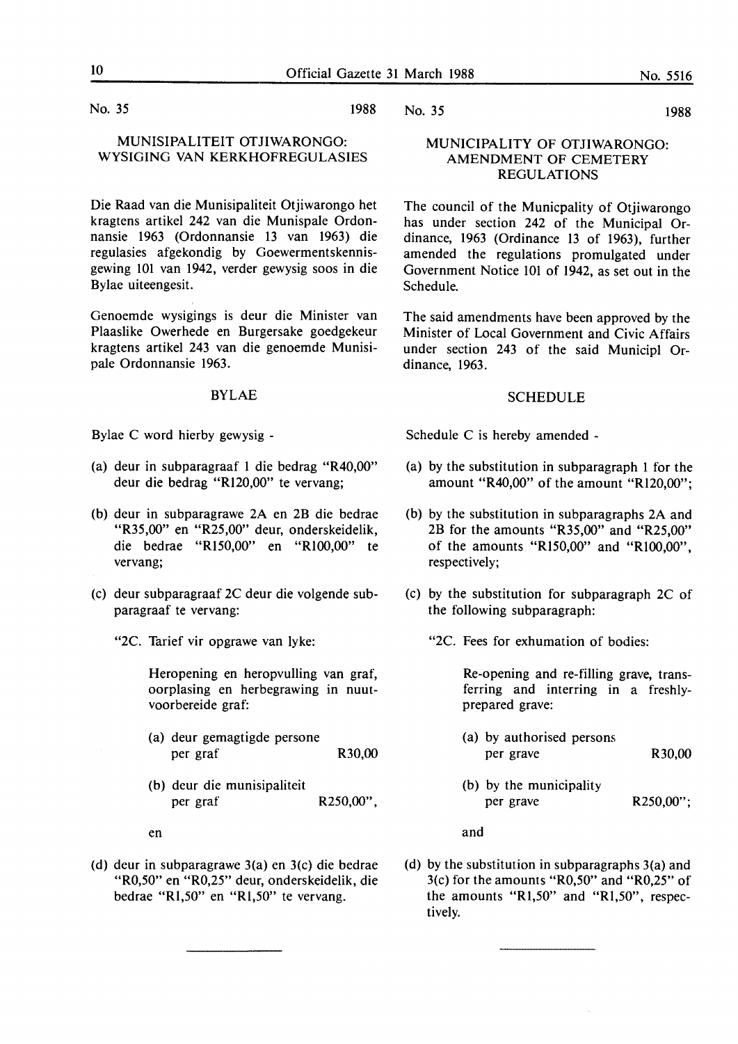No. 35 1988

## MUNISIPALITEIT OTJIWARONGO: WYSIGING VAN KERKHOFREGULASIES

Die Raad van die Munisipaliteit Otjiwarongo het kragtens artikel 242 van die Munispale Ordonnansie 1963 (Ordonnansie 13 van 1963) die regulasies afgekondig by Goewermentskennisgewing 101 van 1942, verder gewysig soos in die Bylae uiteengesit.

Genoemde wysigings is deur die Minister van Plaaslike Owerhede en Burgersake goedgekeur kragtens artikel 243 van die genoemde Munisipale Ordonnansie 1963.

### BYLAE

Bylae C word hierby gewysig -

(a) deur in subparagraaf 1 die bedrag "R40,00" deur die bedrag "R120,00" te vervang;

(b) deur in subparagrawe 2A en 2B die bedrae "R35,00" en "R25,00" deur, onderskeidelik, die bedrae "R150,00" en "R100,00" te vervang;

(c) deur subparagraaf 2C deur die volgende subparagraaf te vervang:

"2C. Tarief vir opgrawe van lyke:

Heropening en heropvulling van graf, oorplasing en herbegrawing in nuutvoorbereide graf:

(a) deur gemagtigde persone per graf R30,00

(b) deur die munisipaliteit per graf R250,00",

en

(d) deur in subparagrawe 3(a) en 3(c) die bedrae "R0,50" en "R0,25" deur, onderskeidelik, die bedrae "R1,50" en "R1,50" te vervang.

---

No. 35 1988

## MUNICIPALITY OF OTJIWARONGO: AMENDMENT OF CEMETERY REGULATIONS

The council of the Municpality of Otjiwarongo has under section 242 of the Municipal Ordinance, 1963 (Ordinance 13 of 1963), further amended the regulations promulgated under Government Notice 101 of 1942, as set out in the Schedule.

The said amendments have been approved by the Minister of Local Government and Civic Affairs under section 243 of the said Municipl Ordinance, 1963.

### SCHEDULE

Schedule C is hereby amended -

(a) by the substitution in subparagraph 1 for the amount "R40,00" of the amount "R120,00";

(b) by the substitution in subparagraphs 2A and 2B for the amounts "R35,00" and "R25,00" of the amounts "R150,00" and "R100,00", respectively;

(c) by the substitution for subparagraph 2C of the following subparagraph:

"2C. Fees for exhumation of bodies:

Re-opening and re-filling grave, transferring and interring in a freshly-prepared grave:

(a) by authorised persons per grave R30,00

(b) by the municipality per grave R250,00";

and

(d) by the substitution in subparagraphs 3(a) and 3(c) for the amounts "R0,50" and "R0,25" of the amounts "R1,50" and "R1,50", respectively.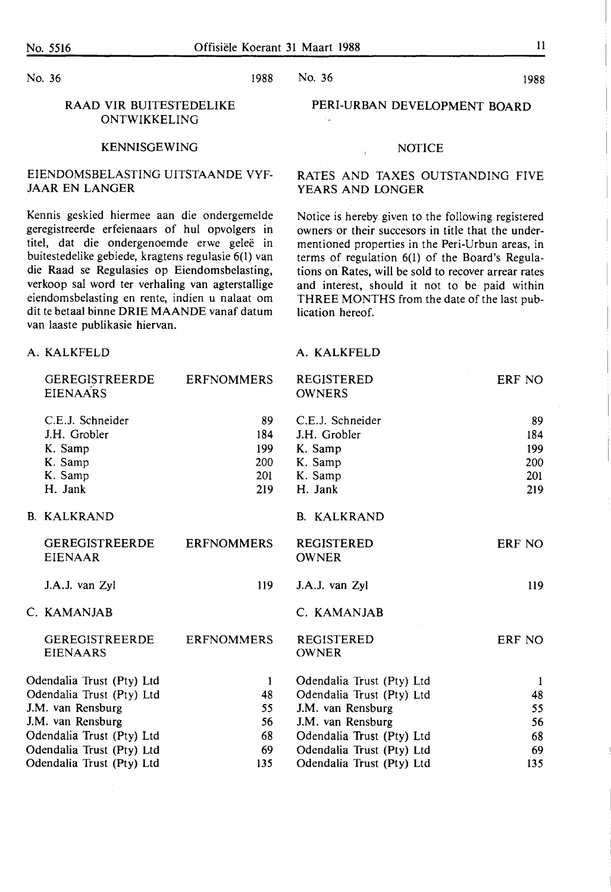No. 36 1988

## RAAD VIR BUITESTEDELIKE ONTWIKKELING

### KENNISGEWING

### EIENDOMSBELASTING UITSTAANDE VYF-JAAR EN LANGER

Kennis geskied hiermee aan die ondergemelde geregistreerde erfeienaars of hul opvolgers in titel, dat die ondergenoemde erwe geleë in buitestedelike gebiede, kragtens regulasie 6(1) van die Raad se Regulasies op Eiendomsbelasting, verkoop sal word ter verhaling van agterstallige eiendomsbelasting en rente, indien u nalaat om dit te betaal binne DRIE MAANDE vanaf datum van laaste publikasie hiervan.

A. KALKFELD

| GEREGISTREERDE EIENAARS | ERFNOMMERS |
|---|---|
| C.E.J. Schneider | 89 |
| J.H. Grobler | 184 |
| K. Samp | 199 |
| K. Samp | 200 |
| K. Samp | 201 |
| H. Jank | 219 |

B. KALKRAND

| GEREGISTREERDE EIENAAR | ERFNOMMERS |
|---|---|
| J.A.J. van Zyl | 119 |

C. KAMANJAB

| GEREGISTREERDE EIENAARS | ERFNOMMERS |
|---|---|
| Odendalia Trust (Pty) Ltd | 1 |
| Odendalia Trust (Pty) Ltd | 48 |
| J.M. van Rensburg | 55 |
| J.M. van Rensburg | 56 |
| Odendalia Trust (Pty) Ltd | 68 |
| Odendalia Trust (Pty) Ltd | 69 |
| Odendalia Trust (Pty) Ltd | 135 |

No. 36 1988

## PERI-URBAN DEVELOPMENT BOARD

### NOTICE

### RATES AND TAXES OUTSTANDING FIVE YEARS AND LONGER

Notice is hereby given to the following registered owners or their succesors in title that the undermentioned properties in the Peri-Urbun areas, in terms of regulation 6(1) of the Board's Regulations on Rates, will be sold to recover arrear rates and interest, should it not to be paid within THREE MONTHS from the date of the last publication hereof.

A. KALKFELD

| REGISTERED OWNERS | ERF NO |
|---|---|
| C.E.J. Schneider | 89 |
| J.H. Grobler | 184 |
| K. Samp | 199 |
| K. Samp | 200 |
| K. Samp | 201 |
| H. Jank | 219 |

B. KALKRAND

| REGISTERED OWNER | ERF NO |
|---|---|
| J.A.J. van Zyl | 119 |

C. KAMANJAB

| REGISTERED OWNER | ERF NO |
|---|---|
| Odendalia Trust (Pty) Ltd | 1 |
| Odendalia Trust (Pty) Ltd | 48 |
| J.M. van Rensburg | 55 |
| J.M. van Rensburg | 56 |
| Odendalia Trust (Pty) Ltd | 68 |
| Odendalia Trust (Pty) Ltd | 69 |
| Odendalia Trust (Pty) Ltd | 135 |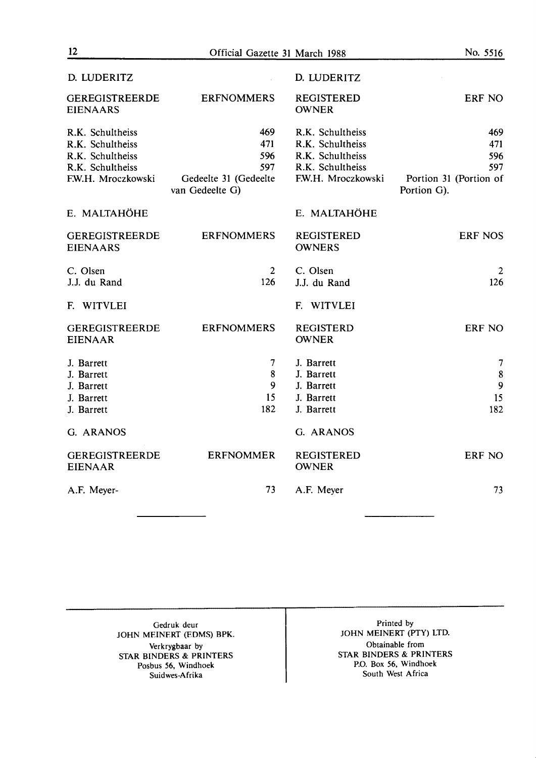| D. LUDERITZ | | D. LUDERITZ | |
|---|---|---|---|
| GEREGISTREERDE EIENAARS | ERFNOMMERS | REGISTERED OWNER | ERF NO |
| R.K. Schultheiss | 469 | R.K. Schultheiss | 469 |
| R.K. Schultheiss | 471 | R.K. Schultheiss | 471 |
| R.K. Schultheiss | 596 | R.K. Schultheiss | 596 |
| R.K. Schultheiss | 597 | R.K. Schultheiss | 597 |
| F.W.H. Mroczkowski | Gedeelte 31 (Gedeelte van Gedeelte G) | F.W.H. Mroczkowski | Portion 31 (Portion of Portion G). |

| E. MALTAHÖHE | | E. MALTAHÖHE | |
|---|---|---|---|
| GEREGISTREERDE EIENAARS | ERFNOMMERS | REGISTERED OWNERS | ERF NOS |
| C. Olsen | 2 | C. Olsen | 2 |
| J.J. du Rand | 126 | J.J. du Rand | 126 |

| F. WITVLEI | | F. WITVLEI | |
|---|---|---|---|
| GEREGISTREERDE EIENAAR | ERFNOMMERS | REGISTERD OWNER | ERF NO |
| J. Barrett | 7 | J. Barrett | 7 |
| J. Barrett | 8 | J. Barrett | 8 |
| J. Barrett | 9 | J. Barrett | 9 |
| J. Barrett | 15 | J. Barrett | 15 |
| J. Barrett | 182 | J. Barrett | 182 |

| G. ARANOS | | G. ARANOS | |
|---|---|---|---|
| GEREGISTREERDE EIENAAR | ERFNOMMER | REGISTERED OWNER | ERF NO |
| A.F. Meyer- | 73 | A.F. Meyer | 73 |

---

Gedruk deur
JOHN MEINERT (EDMS) BPK.
Verkrygbaar by
STAR BINDERS & PRINTERS
Posbus 56, Windhoek
Suidwes-Afrika

Printed by
JOHN MEINERT (PTY) LTD.
Obtainable from
STAR BINDERS & PRINTERS
P.O. Box 56, Windhoek
South West Africa